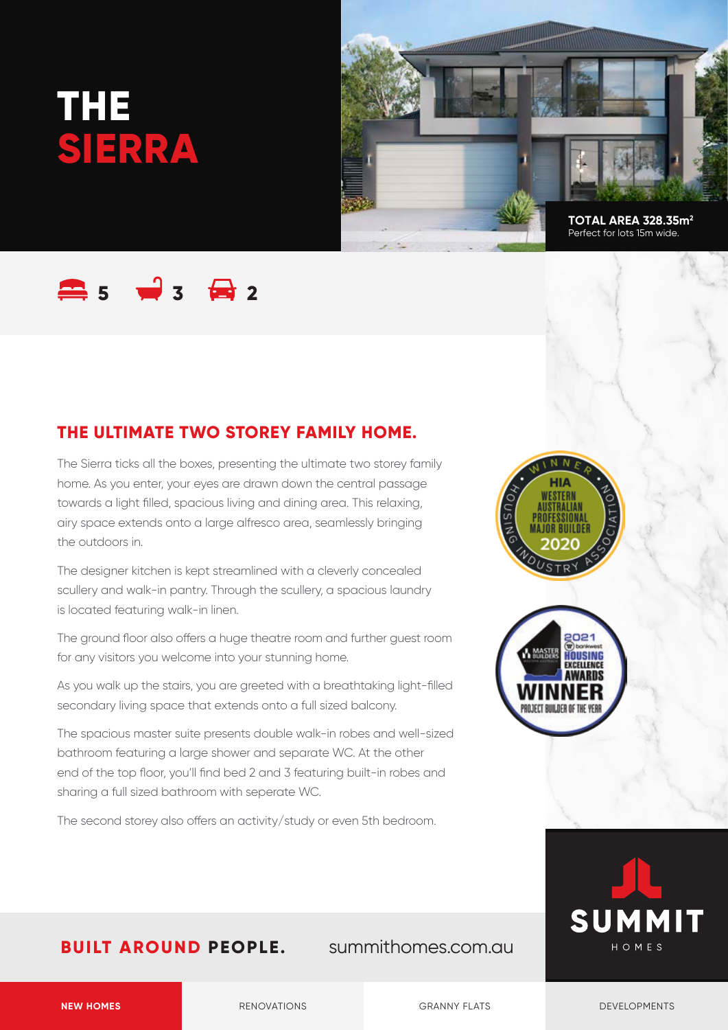# THE SIERRA

**TOTAL AREA 328.35m²**
Perfect for lots 15m wide.

5 | 3 | 2

## THE ULTIMATE TWO STOREY FAMILY HOME.

The Sierra ticks all the boxes, presenting the ultimate two storey family home. As you enter, your eyes are drawn down the central passage towards a light filled, spacious living and dining area. This relaxing, airy space extends onto a large alfresco area, seamlessly bringing the outdoors in.

The designer kitchen is kept streamlined with a cleverly concealed scullery and walk-in pantry. Through the scullery, a spacious laundry is located featuring walk-in linen.

The ground floor also offers a huge theatre room and further guest room for any visitors you welcome into your stunning home.

As you walk up the stairs, you are greeted with a breathtaking light-filled secondary living space that extends onto a full sized balcony.

The spacious master suite presents double walk-in robes and well-sized bathroom featuring a large shower and separate WC. At the other end of the top floor, you'll find bed 2 and 3 featuring built-in robes and sharing a full sized bathroom with seperate WC.

The second storey also offers an activity/study or even 5th bedroom.

WINNER HIA Western Australian Professional Major Builder 2020 – Housing Industry Association

2021 Master Builders Bankwest Housing Excellence Awards WINNER Project Builder of the Year

**BUILT AROUND PEOPLE.** summithomes.com.au

SUMMIT HOMES

NEW HOMES | RENOVATIONS | GRANNY FLATS | DEVELOPMENTS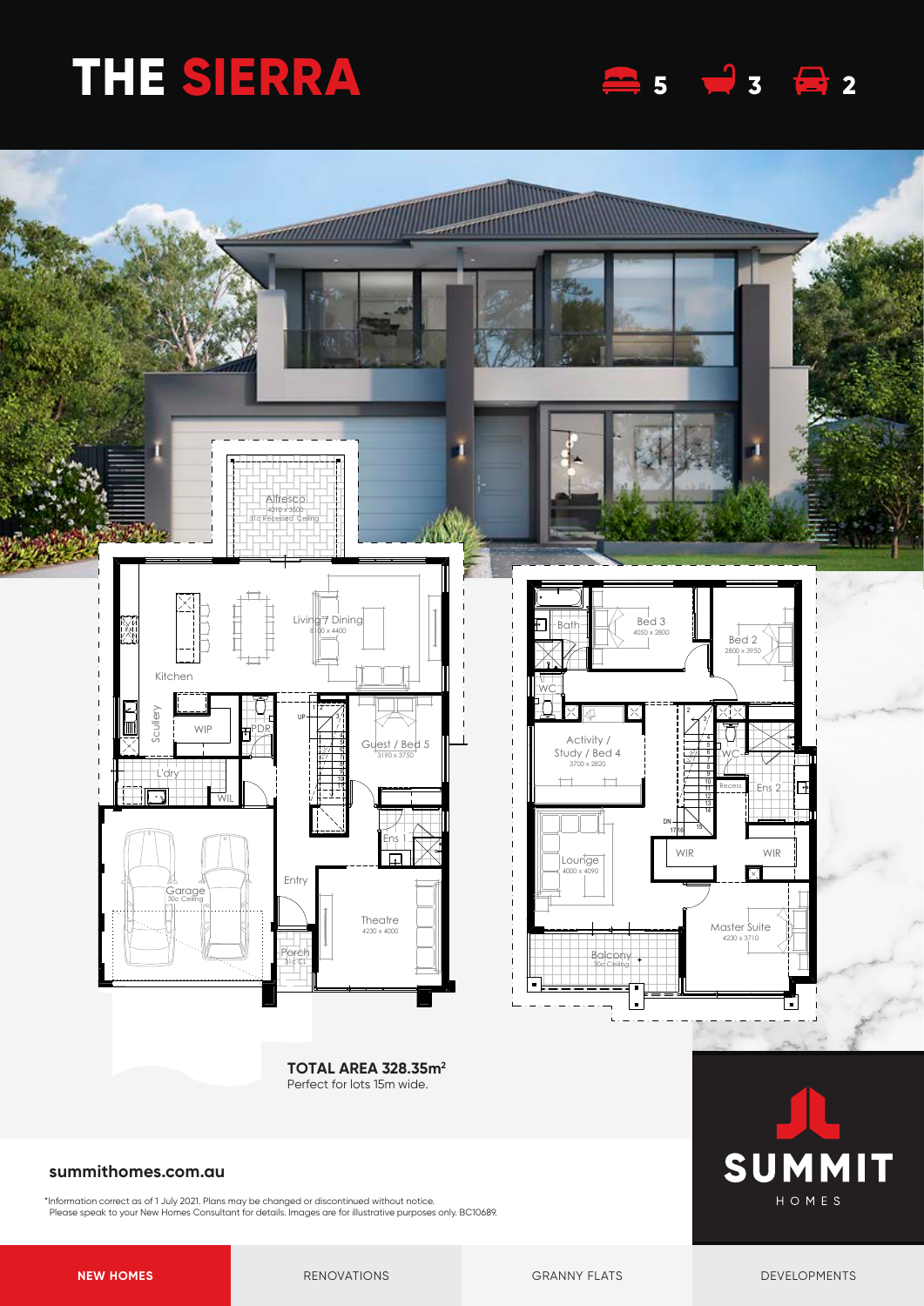# THE SIERRA

5 3 2

Alfresco
4010 x 3500
31c Recessed Ceiling

Living / Dining
8100 x 4400

Kitchen

Scullery

WIP

PDR

L'dry

WIL

Guest / Bed 5
3190 x 3750

Ens 1

Garage
30c Ceiling

Entry

Theatre
4230 x 4000

Porch
31c Cl

Bath

Bed 3
4050 x 2800

Bed 2
2800 x 3950

WC

Activity / Study / Bed 4
3700 x 2820

WC

Recess

Ens 2

Lounge
4000 x 4090

WIR

WIR

Master Suite
4230 x 3710

Balcony
30c Ceiling

**TOTAL AREA 328.35m²**
Perfect for lots 15m wide.

**summithomes.com.au**

*Information correct as of 1 July 2021. Plans may be changed or discontinued without notice. Please speak to your New Homes Consultant for details. Images are for illustrative purposes only. BC10689.

SUMMIT HOMES

NEW HOMES | RENOVATIONS | GRANNY FLATS | DEVELOPMENTS